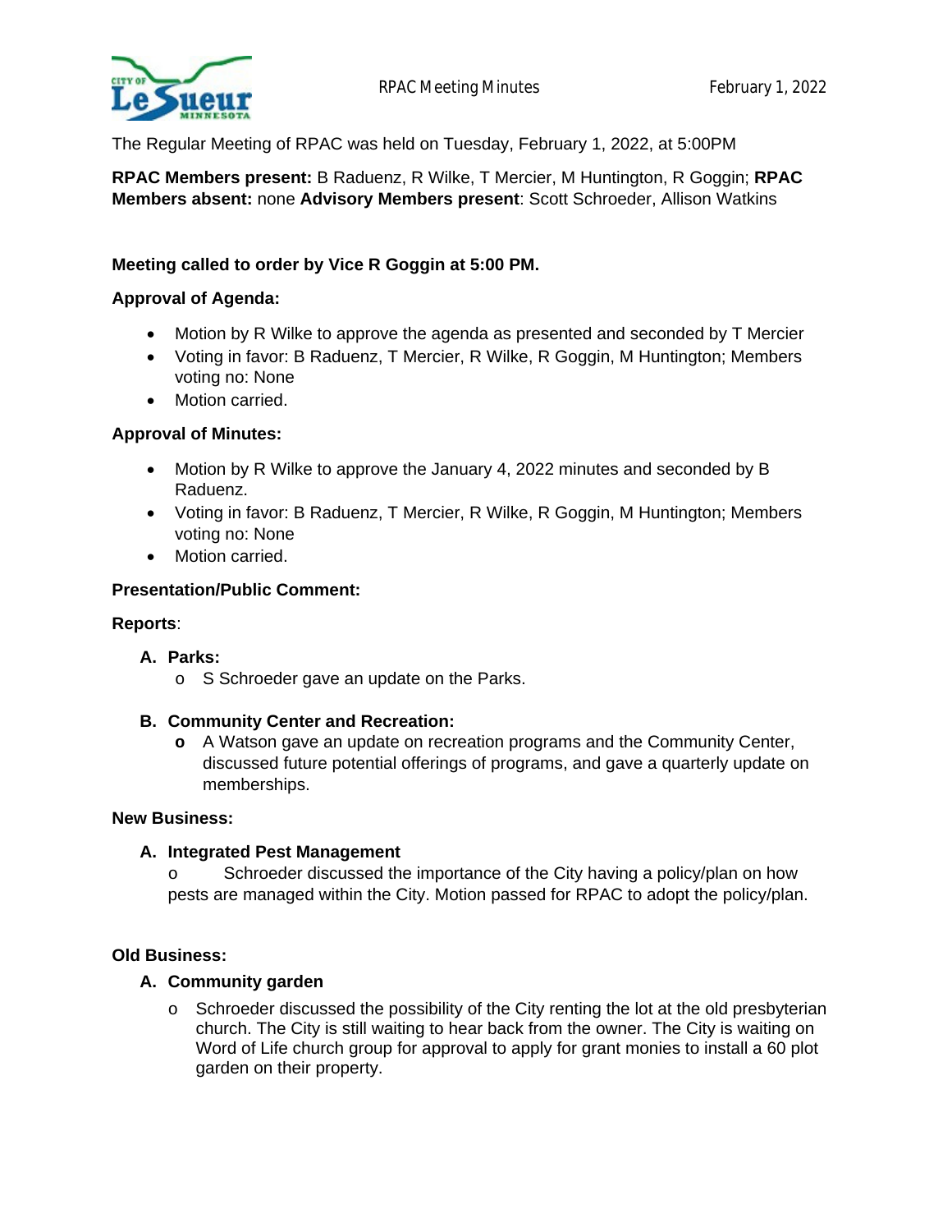The Regular Meeting of RPAC was held on Tuesday, February 1, 2022, at 5:00PM

**RPAC Members present:** B Raduenz, R Wilke, T Mercier, M Huntington, R Goggin; **RPAC Members absent:** none **Advisory Members present**: Scott Schroeder, Allison Watkins

**Meeting called to order by Vice R Goggin at 5:00 PM.**

**Approval of Agenda:**

- Motion by R Wilke to approve the agenda as presented and seconded by T Mercier
- Voting in favor: B Raduenz, T Mercier, R Wilke, R Goggin, M Huntington; Members voting no: None
- Motion carried.

**Approval of Minutes:**

- Motion by R Wilke to approve the January 4, 2022 minutes and seconded by B Raduenz.
- Voting in favor: B Raduenz, T Mercier, R Wilke, R Goggin, M Huntington; Members voting no: None
- Motion carried.

**Presentation/Public Comment:**

**Reports**:

**A. Parks:**
- S Schroeder gave an update on the Parks.

**B. Community Center and Recreation:**
- A Watson gave an update on recreation programs and the Community Center, discussed future potential offerings of programs, and gave a quarterly update on memberships.

**New Business:**

**A. Integrated Pest Management**
- Schroeder discussed the importance of the City having a policy/plan on how pests are managed within the City. Motion passed for RPAC to adopt the policy/plan.

**Old Business:**

**A. Community garden**
- Schroeder discussed the possibility of the City renting the lot at the old presbyterian church. The City is still waiting to hear back from the owner. The City is waiting on Word of Life church group for approval to apply for grant monies to install a 60 plot garden on their property.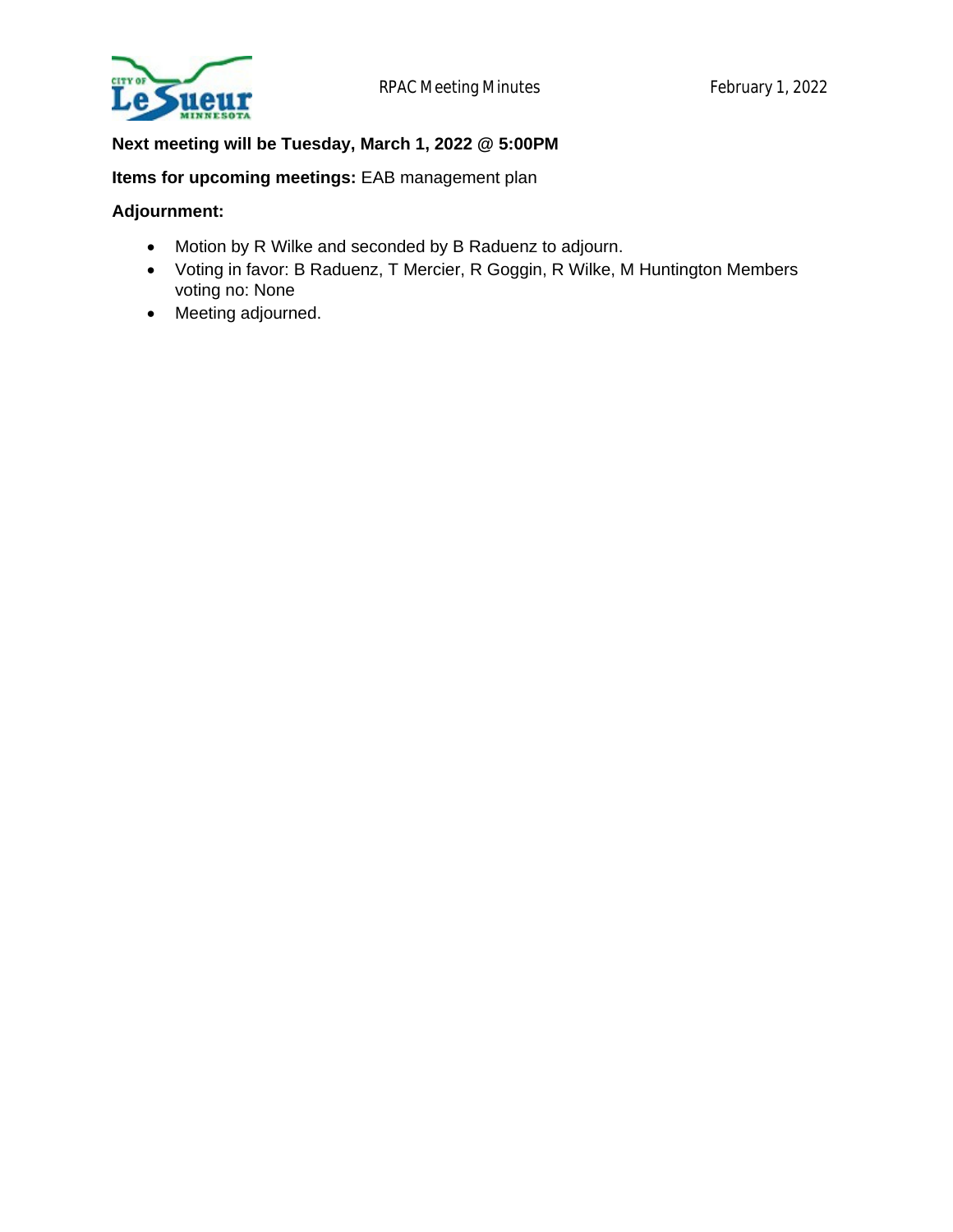**Next meeting will be Tuesday, March 1, 2022 @ 5:00PM**

**Items for upcoming meetings:** EAB management plan

**Adjournment:**

- Motion by R Wilke and seconded by B Raduenz to adjourn.
- Voting in favor: B Raduenz, T Mercier, R Goggin, R Wilke, M Huntington Members voting no: None
- Meeting adjourned.